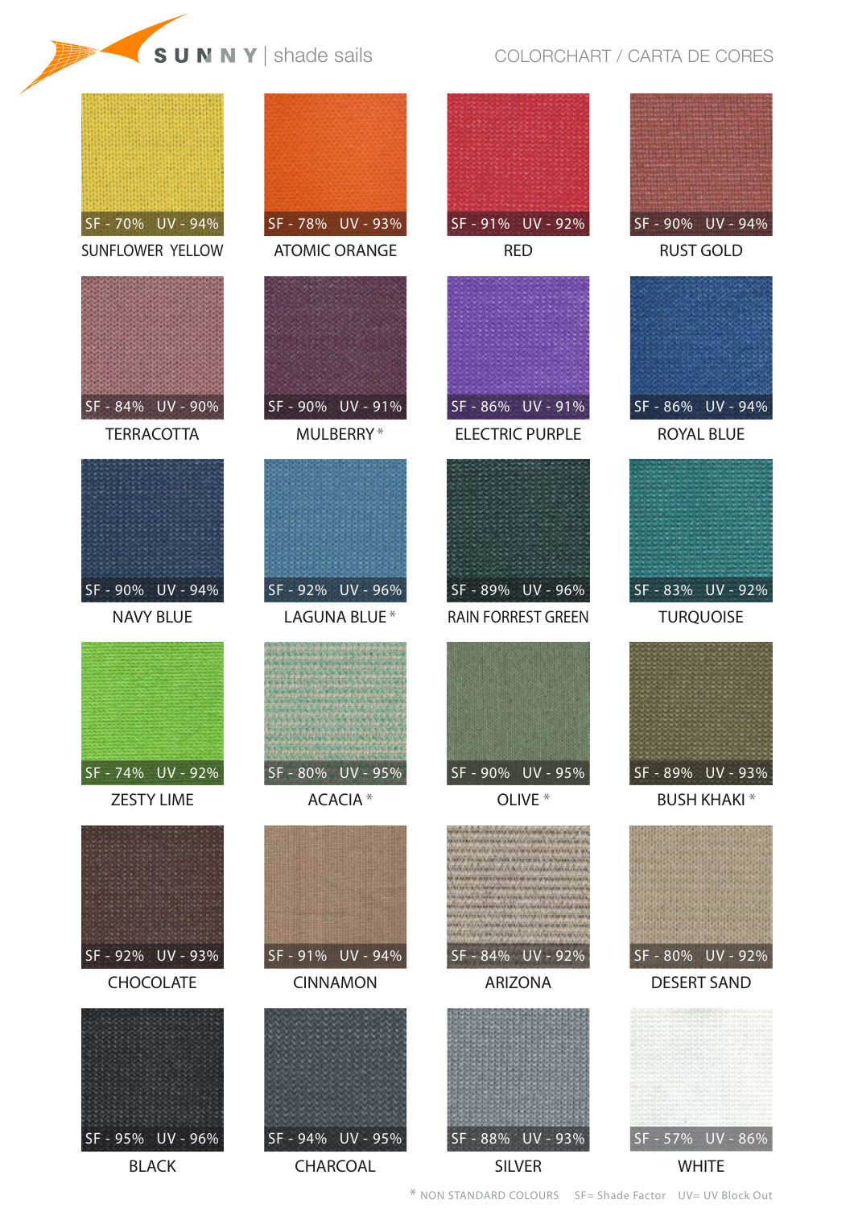SUNNY | shade sails

COLORCHART / CARTA DE CORES

| Colour | Shade Factor | UV Block Out |
|---|---|---|
| SUNFLOWER YELLOW | SF - 70% | UV - 94% |
| ATOMIC ORANGE | SF - 78% | UV - 93% |
| RED | SF - 91% | UV - 92% |
| RUST GOLD | SF - 90% | UV - 94% |
| TERRACOTTA | SF - 84% | UV - 90% |
| MULBERRY * | SF - 90% | UV - 91% |
| ELECTRIC PURPLE | SF - 86% | UV - 91% |
| ROYAL BLUE | SF - 86% | UV - 94% |
| NAVY BLUE | SF - 90% | UV - 94% |
| LAGUNA BLUE * | SF - 92% | UV - 96% |
| RAIN FORREST GREEN | SF - 89% | UV - 96% |
| TURQUOISE | SF - 83% | UV - 92% |
| ZESTY LIME | SF - 74% | UV - 92% |
| ACACIA * | SF - 80% | UV - 95% |
| OLIVE * | SF - 90% | UV - 95% |
| BUSH KHAKI * | SF - 89% | UV - 93% |
| CHOCOLATE | SF - 92% | UV - 93% |
| CINNAMON | SF - 91% | UV - 94% |
| ARIZONA | SF - 84% | UV - 92% |
| DESERT SAND | SF - 80% | UV - 92% |
| BLACK | SF - 95% | UV - 96% |
| CHARCOAL | SF - 94% | UV - 95% |
| SILVER | SF - 88% | UV - 93% |
| WHITE | SF - 57% | UV - 86% |

\* NON STANDARD COLOURS  SF= Shade Factor  UV= UV Block Out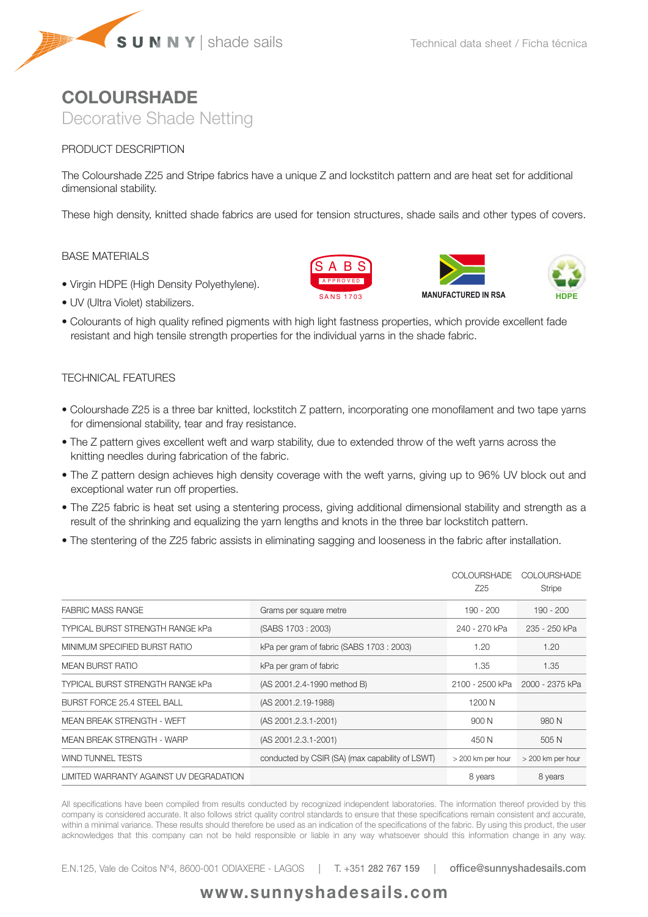# COLOURSHADE

## Decorative Shade Netting

PRODUCT DESCRIPTION

The Colourshade Z25 and Stripe fabrics have a unique Z and lockstitch pattern and are heat set for additional dimensional stability.

These high density, knitted shade fabrics are used for tension structures, shade sails and other types of covers.

BASE MATERIALS

- Virgin HDPE (High Density Polyethylene).
- UV (Ultra Violet) stabilizers.
- Colourants of high quality refined pigments with high light fastness properties, which provide excellent fade resistant and high tensile strength properties for the individual yarns in the shade fabric.

SABS APPROVED SANS 1703

MANUFACTURED IN RSA

HDPE

TECHNICAL FEATURES

- Colourshade Z25 is a three bar knitted, lockstitch Z pattern, incorporating one monofilament and two tape yarns for dimensional stability, tear and fray resistance.
- The Z pattern gives excellent weft and warp stability, due to extended throw of the weft yarns across the knitting needles during fabrication of the fabric.
- The Z pattern design achieves high density coverage with the weft yarns, giving up to 96% UV block out and exceptional water run off properties.
- The Z25 fabric is heat set using a stentering process, giving additional dimensional stability and strength as a result of the shrinking and equalizing the yarn lengths and knots in the three bar lockstitch pattern.
- The stentering of the Z25 fabric assists in eliminating sagging and looseness in the fabric after installation.

| | | COLOURSHADE Z25 | COLOURSHADE Stripe |
|---|---|---|---|
| FABRIC MASS RANGE | Grams per square metre | 190 - 200 | 190 - 200 |
| TYPICAL BURST STRENGTH RANGE kPa | (SABS 1703 : 2003) | 240 - 270 kPa | 235 - 250 kPa |
| MINIMUM SPECIFIED BURST RATIO | kPa per gram of fabric (SABS 1703 : 2003) | 1.20 | 1.20 |
| MEAN BURST RATIO | kPa per gram of fabric | 1.35 | 1.35 |
| TYPICAL BURST STRENGTH RANGE kPa | (AS 2001.2.4-1990 method B) | 2100 - 2500 kPa | 2000 - 2375 kPa |
| BURST FORCE 25.4 STEEL BALL | (AS 2001.2.19-1988) | 1200 N | |
| MEAN BREAK STRENGTH - WEFT | (AS 2001.2.3.1-2001) | 900 N | 980 N |
| MEAN BREAK STRENGTH - WARP | (AS 2001.2.3.1-2001) | 450 N | 505 N |
| WIND TUNNEL TESTS | conducted by CSIR (SA) (max capability of LSWT) | > 200 km per hour | > 200 km per hour |
| LIMITED WARRANTY AGAINST UV DEGRADATION | | 8 years | 8 years |

All specifications have been compiled from results conducted by recognized independent laboratories. The information thereof provided by this company is considered accurate. It also follows strict quality control standards to ensure that these specifications remain consistent and accurate, within a minimal variance. These results should therefore be used as an indication of the specifications of the fabric. By using this product, the user acknowledges that this company can not be held responsible or liable in any way whatsoever should this information change in any way.

E.N.125, Vale de Coitos Nº4, 8600-001 ODIAXERE - LAGOS | T. +351 282 767 159 | office@sunnyshadesails.com

www.sunnyshadesails.com